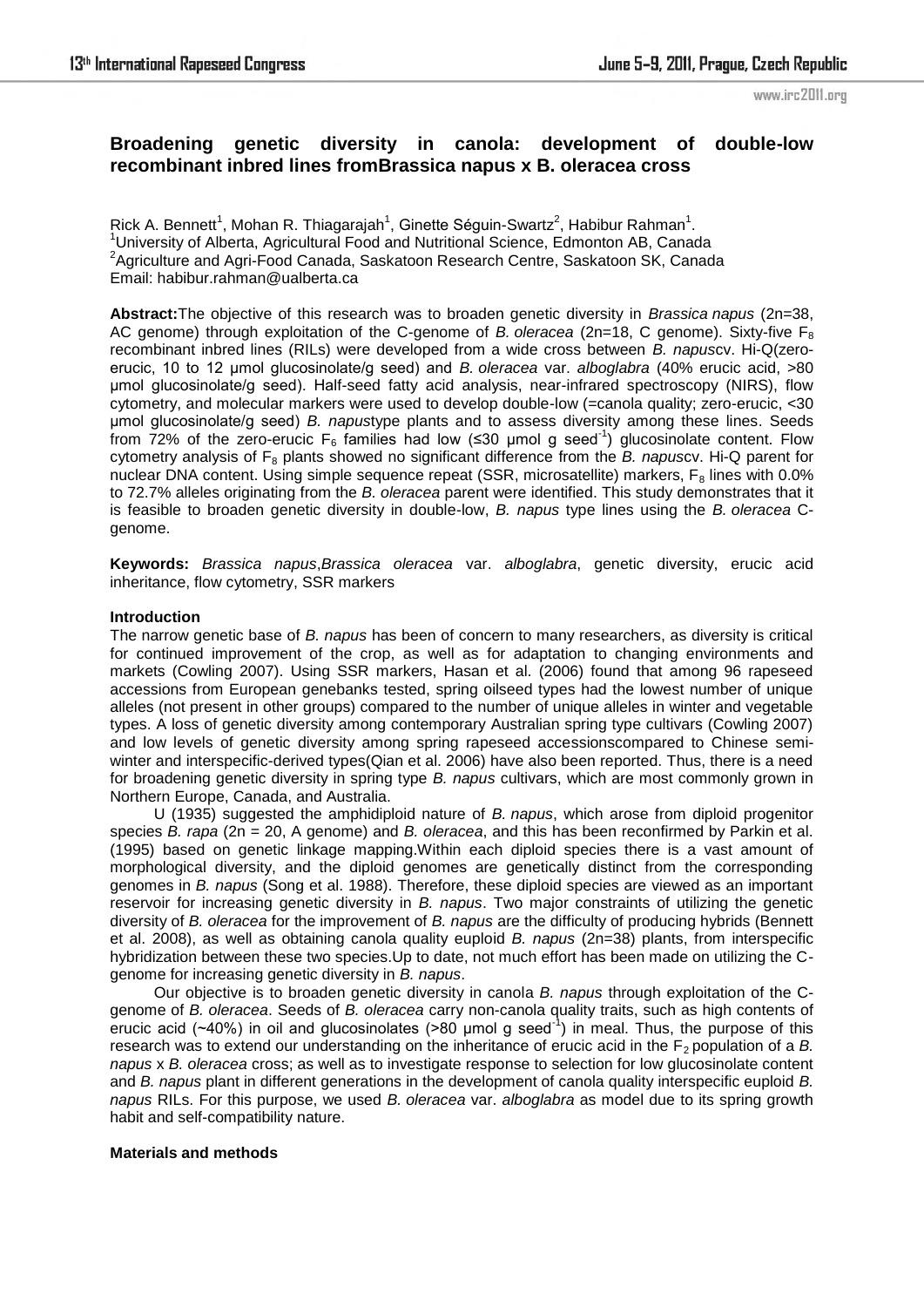# Broadening genetic diversity in canola: development of double-low recombinant inbred lines fromBrassica napus x B. oleracea cross

Rick A. Bennett[1], Mohan R. Thiagarajah[1], Ginette Séguin-Swartz[2], Habibur Rahman[1].
[1]University of Alberta, Agricultural Food and Nutritional Science, Edmonton AB, Canada
[2]Agriculture and Agri-Food Canada, Saskatoon Research Centre, Saskatoon SK, Canada
Email: habibur.rahman@ualberta.ca

**Abstract:**The objective of this research was to broaden genetic diversity in *Brassica napus* (2n=38, AC genome) through exploitation of the C-genome of *B. oleracea* (2n=18, C genome). Sixty-five $F_8$ recombinant inbred lines (RILs) were developed from a wide cross between *B. napus*cv. Hi-Q(zero-erucic, 10 to 12 µmol glucosinolate/g seed) and *B. oleracea* var. *alboglabra* (40% erucic acid, >80 µmol glucosinolate/g seed). Half-seed fatty acid analysis, near-infrared spectroscopy (NIRS), flow cytometry, and molecular markers were used to develop double-low (=canola quality; zero-erucic, <30 µmol glucosinolate/g seed) *B. napus*type plants and to assess diversity among these lines. Seeds from 72% of the zero-erucic $F_6$ families had low (≤30 µmol g seed$^{-1}$) glucosinolate content. Flow cytometry analysis of $F_8$ plants showed no significant difference from the *B. napus*cv. Hi-Q parent for nuclear DNA content. Using simple sequence repeat (SSR, microsatellite) markers, $F_8$ lines with 0.0% to 72.7% alleles originating from the *B. oleracea* parent were identified. This study demonstrates that it is feasible to broaden genetic diversity in double-low, *B. napus* type lines using the *B. oleracea* C-genome.

**Keywords:** *Brassica napus*,*Brassica oleracea* var. *alboglabra*, genetic diversity, erucic acid inheritance, flow cytometry, SSR markers

## Introduction

The narrow genetic base of *B. napus* has been of concern to many researchers, as diversity is critical for continued improvement of the crop, as well as for adaptation to changing environments and markets (Cowling 2007). Using SSR markers, Hasan et al. (2006) found that among 96 rapeseed accessions from European genebanks tested, spring oilseed types had the lowest number of unique alleles (not present in other groups) compared to the number of unique alleles in winter and vegetable types. A loss of genetic diversity among contemporary Australian spring type cultivars (Cowling 2007) and low levels of genetic diversity among spring rapeseed accessionscompared to Chinese semi-winter and interspecific-derived types(Qian et al. 2006) have also been reported. Thus, there is a need for broadening genetic diversity in spring type *B. napus* cultivars, which are most commonly grown in Northern Europe, Canada, and Australia.

U (1935) suggested the amphidiploid nature of *B. napus*, which arose from diploid progenitor species *B. rapa* (2n = 20, A genome) and *B. oleracea*, and this has been reconfirmed by Parkin et al. (1995) based on genetic linkage mapping.Within each diploid species there is a vast amount of morphological diversity, and the diploid genomes are genetically distinct from the corresponding genomes in *B. napus* (Song et al. 1988). Therefore, these diploid species are viewed as an important reservoir for increasing genetic diversity in *B. napus*. Two major constraints of utilizing the genetic diversity of *B. oleracea* for the improvement of *B. napus* are the difficulty of producing hybrids (Bennett et al. 2008), as well as obtaining canola quality euploid *B. napus* (2n=38) plants, from interspecific hybridization between these two species.Up to date, not much effort has been made on utilizing the C-genome for increasing genetic diversity in *B. napus*.

Our objective is to broaden genetic diversity in canola *B. napus* through exploitation of the C-genome of *B. oleracea*. Seeds of *B. oleracea* carry non-canola quality traits, such as high contents of erucic acid (~40%) in oil and glucosinolates (>80 µmol g seed$^{-1}$) in meal. Thus, the purpose of this research was to extend our understanding on the inheritance of erucic acid in the $F_2$ population of a *B. napus* x *B. oleracea* cross; as well as to investigate response to selection for low glucosinolate content and *B. napus* plant in different generations in the development of canola quality interspecific euploid *B. napus* RILs. For this purpose, we used *B. oleracea* var. *alboglabra* as model due to its spring growth habit and self-compatibility nature.

## Materials and methods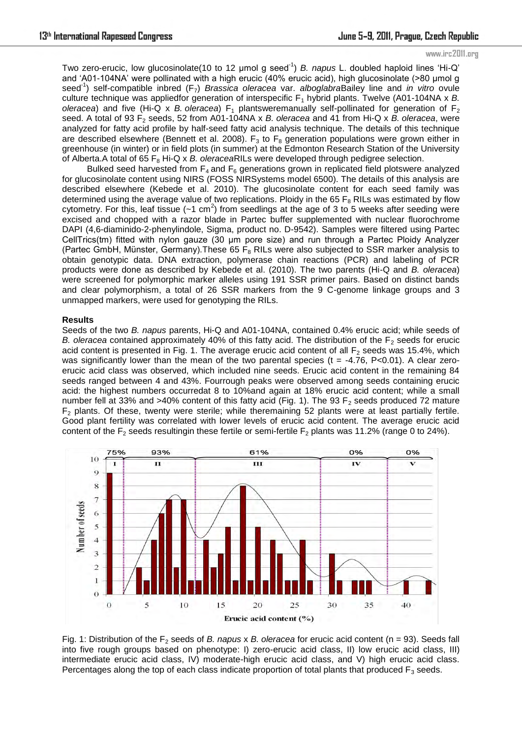Two zero-erucic, low glucosinolate(10 to 12 µmol g seed$^{-1}$) *B. napus* L. doubled haploid lines 'Hi-Q' and 'A01-104NA' were pollinated with a high erucic (40% erucic acid), high glucosinolate (>80 µmol g seed$^{-1}$) self-compatible inbred ($F_7$) *Brassica oleracea* var. *alboglabra*Bailey line and *in vitro* ovule culture technique was appliedfor generation of interspecific $F_1$ hybrid plants. Twelve (A01-104NA x *B. oleracea*) and five (Hi-Q x *B. oleracea*) $F_1$ plantsweremanually self-pollinated for generation of $F_2$ seed. A total of 93 $F_2$ seeds, 52 from A01-104NA x *B. oleracea* and 41 from Hi-Q x *B. oleracea*, were analyzed for fatty acid profile by half-seed fatty acid analysis technique. The details of this technique are described elsewhere (Bennett et al. 2008). $F_3$ to $F_8$ generation populations were grown either in greenhouse (in winter) or in field plots (in summer) at the Edmonton Research Station of the University of Alberta.A total of 65 $F_8$ Hi-Q x *B. oleracea*RILs were developed through pedigree selection.

Bulked seed harvested from $F_4$ and $F_6$ generations grown in replicated field plotswere analyzed for glucosinolate content using NIRS (FOSS NIRSystems model 6500). The details of this analysis are described elsewhere (Kebede et al. 2010). The glucosinolate content for each seed family was determined using the average value of two replications. Ploidy in the 65 $F_8$ RILs was estimated by flow cytometry. For this, leaf tissue (~1 cm$^2$) from seedlings at the age of 3 to 5 weeks after seeding were excised and chopped with a razor blade in Partec buffer supplemented with nuclear fluorochrome DAPI (4,6-diaminido-2-phenylindole, Sigma, product no. D-9542). Samples were filtered using Partec CellTrics(tm) fitted with nylon gauze (30 µm pore size) and run through a Partec Ploidy Analyzer (Partec GmbH, Münster, Germany).These 65 $F_8$ RILs were also subjected to SSR marker analysis to obtain genotypic data. DNA extraction, polymerase chain reactions (PCR) and labeling of PCR products were done as described by Kebede et al. (2010). The two parents (Hi-Q and *B. oleracea*) were screened for polymorphic marker alleles using 191 SSR primer pairs. Based on distinct bands and clear polymorphism, a total of 26 SSR markers from the 9 C-genome linkage groups and 3 unmapped markers, were used for genotyping the RILs.

**Results**

Seeds of the two *B. napus* parents, Hi-Q and A01-104NA, contained 0.4% erucic acid; while seeds of *B. oleracea* contained approximately 40% of this fatty acid. The distribution of the $F_2$ seeds for erucic acid content is presented in Fig. 1. The average erucic acid content of all $F_2$ seeds was 15.4%, which was significantly lower than the mean of the two parental species ($t = -4.76$, $P<0.01$). A clear zero-erucic acid class was observed, which included nine seeds. Erucic acid content in the remaining 84 seeds ranged between 4 and 43%. Fourrough peaks were observed among seeds containing erucic acid: the highest numbers occurredat 8 to 10%and again at 18% erucic acid content; while a small number fell at 33% and >40% content of this fatty acid (Fig. 1). The 93 $F_2$ seeds produced 72 mature $F_2$ plants. Of these, twenty were sterile; while theremaining 52 plants were at least partially fertile. Good plant fertility was correlated with lower levels of erucic acid content. The average erucic acid content of the $F_2$ seeds resultingin these fertile or semi-fertile $F_2$ plants was 11.2% (range 0 to 24%).

Fig. 1: Distribution of the $F_2$ seeds of *B. napus* x *B. oleracea* for erucic acid content (n = 93). Seeds fall into five rough groups based on phenotype: I) zero-erucic acid class, II) low erucic acid class, III) intermediate erucic acid class, IV) moderate-high erucic acid class, and V) high erucic acid class. Percentages along the top of each class indicate proportion of total plants that produced $F_3$ seeds.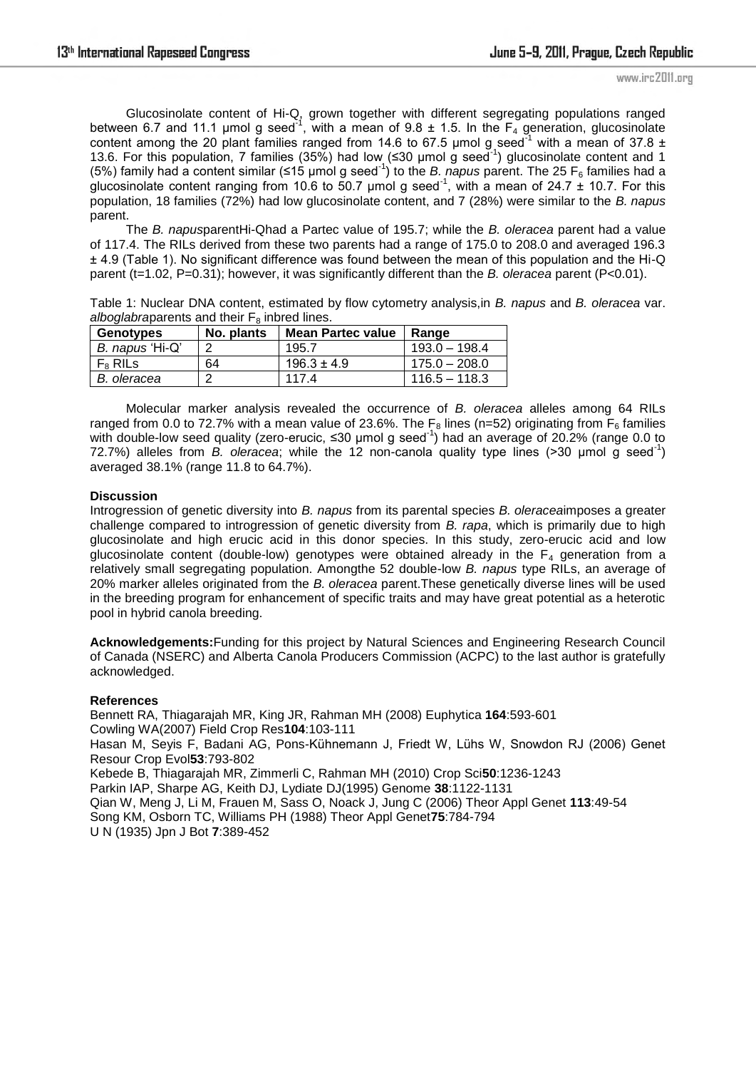Glucosinolate content of Hi-Q, grown together with different segregating populations ranged between 6.7 and 11.1 µmol g seed$^{-1}$, with a mean of 9.8 ± 1.5. In the $F_4$ generation, glucosinolate content among the 20 plant families ranged from 14.6 to 67.5 µmol g seed$^{-1}$ with a mean of 37.8 ± 13.6. For this population, 7 families (35%) had low (≤30 µmol g seed$^{-1}$) glucosinolate content and 1 (5%) family had a content similar (≤15 µmol g seed$^{-1}$) to the *B. napus* parent. The 25 $F_6$ families had a glucosinolate content ranging from 10.6 to 50.7 µmol g seed$^{-1}$, with a mean of 24.7 ± 10.7. For this population, 18 families (72%) had low glucosinolate content, and 7 (28%) were similar to the *B. napus* parent.

The *B. napus*parentHi-Qhad a Partec value of 195.7; while the *B. oleracea* parent had a value of 117.4. The RILs derived from these two parents had a range of 175.0 to 208.0 and averaged 196.3 ± 4.9 (Table 1). No significant difference was found between the mean of this population and the Hi-Q parent (t=1.02, P=0.31); however, it was significantly different than the *B. oleracea* parent (P<0.01).

Table 1: Nuclear DNA content, estimated by flow cytometry analysis,in *B. napus* and *B. oleracea* var. *alboglabra*parents and their $F_8$ inbred lines.

| Genotypes | No. plants | Mean Partec value | Range |
|---|---|---|---|
| *B. napus* 'Hi-Q' | 2 | 195.7 | 193.0 – 198.4 |
| $F_8$ RILs | 64 | 196.3 ± 4.9 | 175.0 – 208.0 |
| *B. oleracea* | 2 | 117.4 | 116.5 – 118.3 |

Molecular marker analysis revealed the occurrence of *B. oleracea* alleles among 64 RILs ranged from 0.0 to 72.7% with a mean value of 23.6%. The $F_8$ lines (n=52) originating from $F_6$ families with double-low seed quality (zero-erucic, ≤30 µmol g seed$^{-1}$) had an average of 20.2% (range 0.0 to 72.7%) alleles from *B. oleracea*; while the 12 non-canola quality type lines (>30 µmol g seed$^{-1}$) averaged 38.1% (range 11.8 to 64.7%).

**Discussion**

Introgression of genetic diversity into *B. napus* from its parental species *B. oleracea*imposes a greater challenge compared to introgression of genetic diversity from *B. rapa*, which is primarily due to high glucosinolate and high erucic acid in this donor species. In this study, zero-erucic acid and low glucosinolate content (double-low) genotypes were obtained already in the $F_4$ generation from a relatively small segregating population. Amongthe 52 double-low *B. napus* type RILs, an average of 20% marker alleles originated from the *B. oleracea* parent.These genetically diverse lines will be used in the breeding program for enhancement of specific traits and may have great potential as a heterotic pool in hybrid canola breeding.

**Acknowledgements:**Funding for this project by Natural Sciences and Engineering Research Council of Canada (NSERC) and Alberta Canola Producers Commission (ACPC) to the last author is gratefully acknowledged.

**References**

Bennett RA, Thiagarajah MR, King JR, Rahman MH (2008) Euphytica **164**:593-601
Cowling WA(2007) Field Crop Res**104**:103-111
Hasan M, Seyis F, Badani AG, Pons-Kühnemann J, Friedt W, Lühs W, Snowdon RJ (2006) Genet Resour Crop Evol**53**:793-802
Kebede B, Thiagarajah MR, Zimmerli C, Rahman MH (2010) Crop Sci**50**:1236-1243
Parkin IAP, Sharpe AG, Keith DJ, Lydiate DJ(1995) Genome **38**:1122-1131
Qian W, Meng J, Li M, Frauen M, Sass O, Noack J, Jung C (2006) Theor Appl Genet **113**:49-54
Song KM, Osborn TC, Williams PH (1988) Theor Appl Genet**75**:784-794
U N (1935) Jpn J Bot **7**:389-452